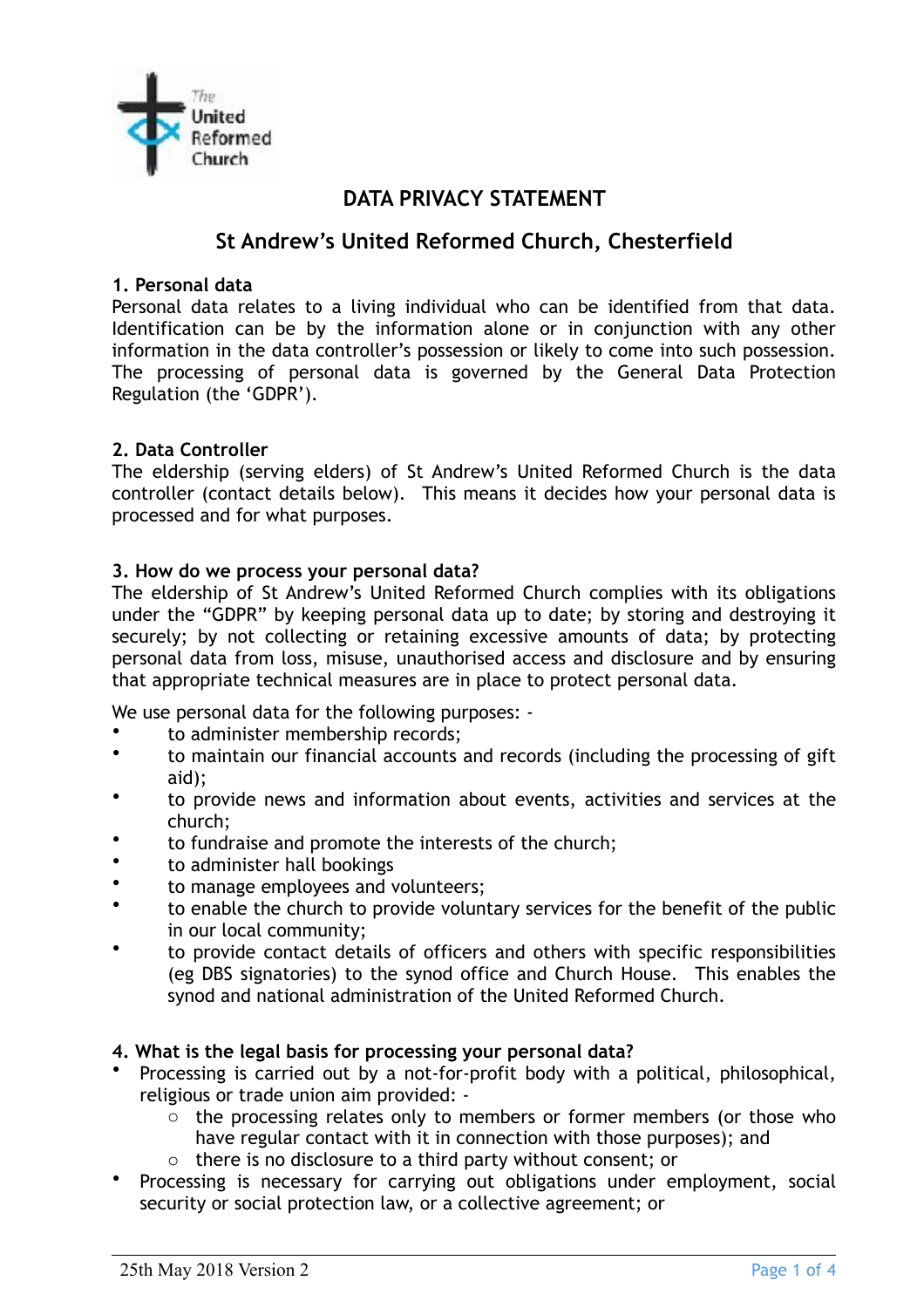# DATA PRIVACY STATEMENT

## St Andrew's United Reformed Church, Chesterfield

### 1. Personal data

Personal data relates to a living individual who can be identified from that data. Identification can be by the information alone or in conjunction with any other information in the data controller's possession or likely to come into such possession. The processing of personal data is governed by the General Data Protection Regulation (the 'GDPR').

### 2. Data Controller

The eldership (serving elders) of St Andrew's United Reformed Church is the data controller (contact details below). This means it decides how your personal data is processed and for what purposes.

### 3. How do we process your personal data?

The eldership of St Andrew's United Reformed Church complies with its obligations under the "GDPR" by keeping personal data up to date; by storing and destroying it securely; by not collecting or retaining excessive amounts of data; by protecting personal data from loss, misuse, unauthorised access and disclosure and by ensuring that appropriate technical measures are in place to protect personal data.

We use personal data for the following purposes: -

- to administer membership records;
- to maintain our financial accounts and records (including the processing of gift aid);
- to provide news and information about events, activities and services at the church;
- to fundraise and promote the interests of the church;
- to administer hall bookings
- to manage employees and volunteers;
- to enable the church to provide voluntary services for the benefit of the public in our local community;
- to provide contact details of officers and others with specific responsibilities (eg DBS signatories) to the synod office and Church House. This enables the synod and national administration of the United Reformed Church.

### 4. What is the legal basis for processing your personal data?

- Processing is carried out by a not-for-profit body with a political, philosophical, religious or trade union aim provided: -
  - the processing relates only to members or former members (or those who have regular contact with it in connection with those purposes); and
  - there is no disclosure to a third party without consent; or
- Processing is necessary for carrying out obligations under employment, social security or social protection law, or a collective agreement; or

25th May 2018 Version 2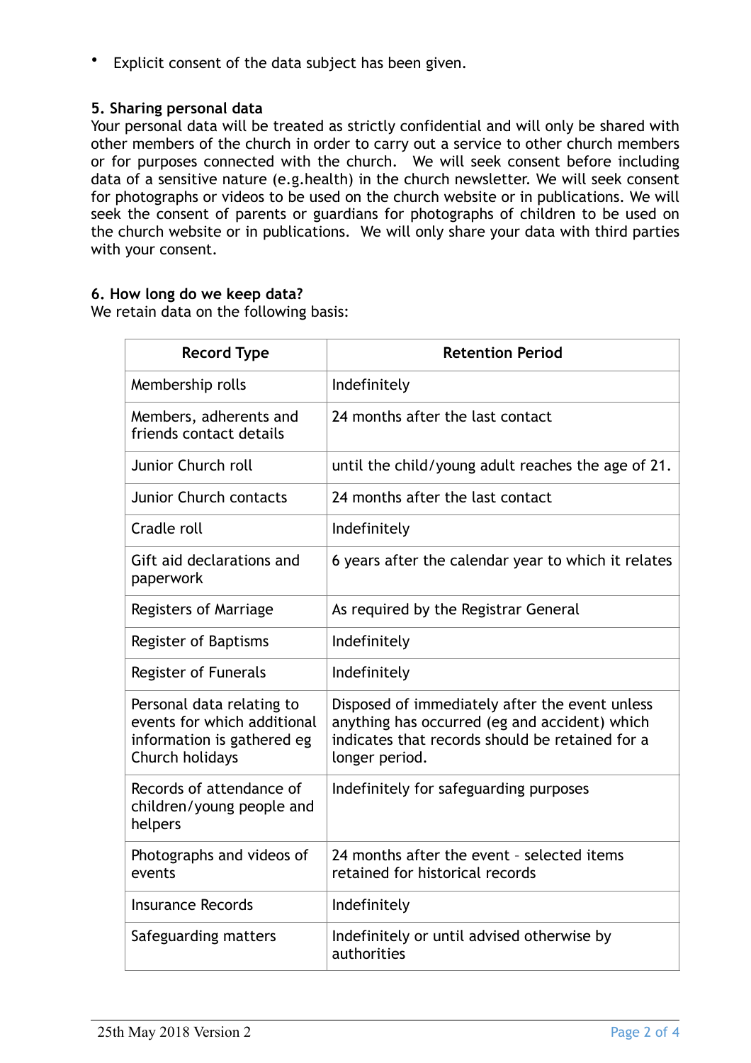- Explicit consent of the data subject has been given.

**5. Sharing personal data**

Your personal data will be treated as strictly confidential and will only be shared with other members of the church in order to carry out a service to other church members or for purposes connected with the church. We will seek consent before including data of a sensitive nature (e.g.health) in the church newsletter. We will seek consent for photographs or videos to be used on the church website or in publications. We will seek the consent of parents or guardians for photographs of children to be used on the church website or in publications. We will only share your data with third parties with your consent.

**6. How long do we keep data?**

We retain data on the following basis:

| Record Type | Retention Period |
|---|---|
| Membership rolls | Indefinitely |
| Members, adherents and friends contact details | 24 months after the last contact |
| Junior Church roll | until the child/young adult reaches the age of 21. |
| Junior Church contacts | 24 months after the last contact |
| Cradle roll | Indefinitely |
| Gift aid declarations and paperwork | 6 years after the calendar year to which it relates |
| Registers of Marriage | As required by the Registrar General |
| Register of Baptisms | Indefinitely |
| Register of Funerals | Indefinitely |
| Personal data relating to events for which additional information is gathered eg Church holidays | Disposed of immediately after the event unless anything has occurred (eg and accident) which indicates that records should be retained for a longer period. |
| Records of attendance of children/young people and helpers | Indefinitely for safeguarding purposes |
| Photographs and videos of events | 24 months after the event - selected items retained for historical records |
| Insurance Records | Indefinitely |
| Safeguarding matters | Indefinitely or until advised otherwise by authorities |

25th May 2018 Version 2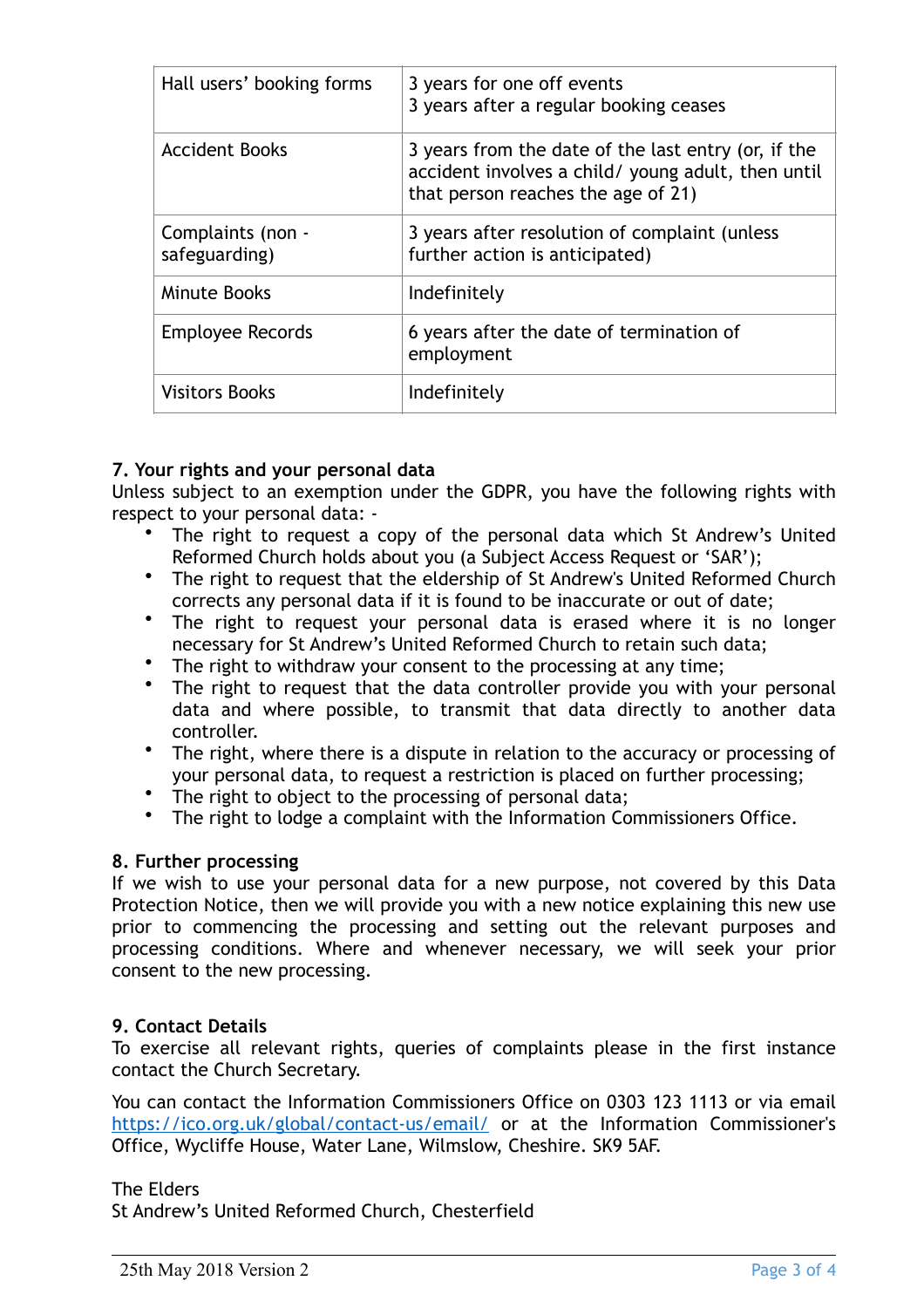| | |
|---|---|
| Hall users' booking forms | 3 years for one off events<br>3 years after a regular booking ceases |
| Accident Books | 3 years from the date of the last entry (or, if the accident involves a child/ young adult, then until that person reaches the age of 21) |
| Complaints (non - safeguarding) | 3 years after resolution of complaint (unless further action is anticipated) |
| Minute Books | Indefinitely |
| Employee Records | 6 years after the date of termination of employment |
| Visitors Books | Indefinitely |

**7. Your rights and your personal data**

Unless subject to an exemption under the GDPR, you have the following rights with respect to your personal data: -

- The right to request a copy of the personal data which St Andrew's United Reformed Church holds about you (a Subject Access Request or 'SAR');
- The right to request that the eldership of St Andrew's United Reformed Church corrects any personal data if it is found to be inaccurate or out of date;
- The right to request your personal data is erased where it is no longer necessary for St Andrew's United Reformed Church to retain such data;
- The right to withdraw your consent to the processing at any time;
- The right to request that the data controller provide you with your personal data and where possible, to transmit that data directly to another data controller.
- The right, where there is a dispute in relation to the accuracy or processing of your personal data, to request a restriction is placed on further processing;
- The right to object to the processing of personal data;
- The right to lodge a complaint with the Information Commissioners Office.

**8. Further processing**

If we wish to use your personal data for a new purpose, not covered by this Data Protection Notice, then we will provide you with a new notice explaining this new use prior to commencing the processing and setting out the relevant purposes and processing conditions. Where and whenever necessary, we will seek your prior consent to the new processing.

**9. Contact Details**

To exercise all relevant rights, queries of complaints please in the first instance contact the Church Secretary.

You can contact the Information Commissioners Office on 0303 123 1113 or via email https://ico.org.uk/global/contact-us/email/ or at the Information Commissioner's Office, Wycliffe House, Water Lane, Wilmslow, Cheshire. SK9 5AF.

The Elders
St Andrew's United Reformed Church, Chesterfield

25th May 2018 Version 2